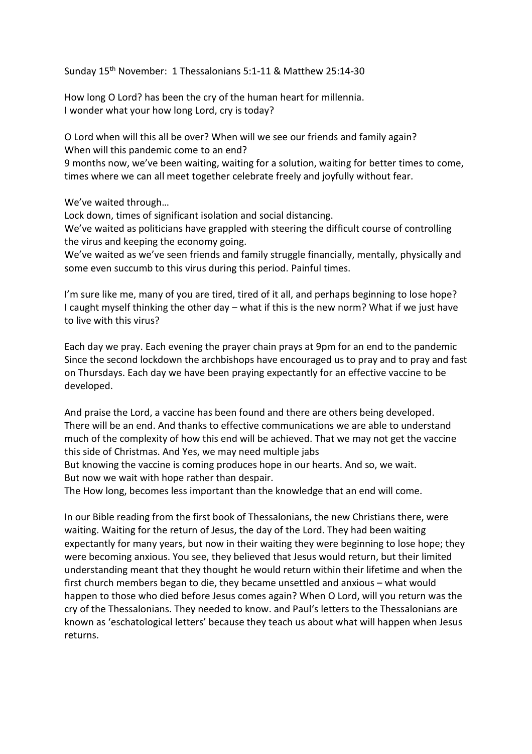Sunday 15th November: 1 Thessalonians 5:1-11 & Matthew 25:14-30

How long O Lord? has been the cry of the human heart for millennia.
I wonder what your how long Lord, cry is today?

O Lord when will this all be over? When will we see our friends and family again?
When will this pandemic come to an end?
9 months now, we've been waiting, waiting for a solution, waiting for better times to come, times where we can all meet together celebrate freely and joyfully without fear.

We've waited through…
Lock down, times of significant isolation and social distancing.
We've waited as politicians have grappled with steering the difficult course of controlling the virus and keeping the economy going.
We've waited as we've seen friends and family struggle financially, mentally, physically and some even succumb to this virus during this period. Painful times.

I'm sure like me, many of you are tired, tired of it all, and perhaps beginning to lose hope? I caught myself thinking the other day – what if this is the new norm? What if we just have to live with this virus?

Each day we pray. Each evening the prayer chain prays at 9pm for an end to the pandemic Since the second lockdown the archbishops have encouraged us to pray and to pray and fast on Thursdays. Each day we have been praying expectantly for an effective vaccine to be developed.

And praise the Lord, a vaccine has been found and there are others being developed. There will be an end. And thanks to effective communications we are able to understand much of the complexity of how this end will be achieved. That we may not get the vaccine this side of Christmas. And Yes, we may need multiple jabs
But knowing the vaccine is coming produces hope in our hearts. And so, we wait.
But now we wait with hope rather than despair.
The How long, becomes less important than the knowledge that an end will come.

In our Bible reading from the first book of Thessalonians, the new Christians there, were waiting. Waiting for the return of Jesus, the day of the Lord. They had been waiting expectantly for many years, but now in their waiting they were beginning to lose hope; they were becoming anxious. You see, they believed that Jesus would return, but their limited understanding meant that they thought he would return within their lifetime and when the first church members began to die, they became unsettled and anxious – what would happen to those who died before Jesus comes again? When O Lord, will you return was the cry of the Thessalonians. They needed to know. and Paul's letters to the Thessalonians are known as 'eschatological letters' because they teach us about what will happen when Jesus returns.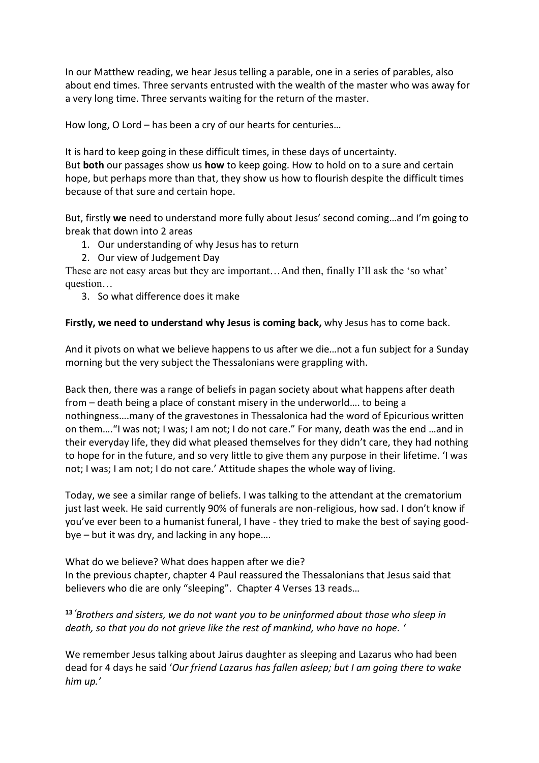In our Matthew reading, we hear Jesus telling a parable, one in a series of parables, also about end times. Three servants entrusted with the wealth of the master who was away for a very long time. Three servants waiting for the return of the master.

How long, O Lord – has been a cry of our hearts for centuries…

It is hard to keep going in these difficult times, in these days of uncertainty.
But **both** our passages show us **how** to keep going. How to hold on to a sure and certain hope, but perhaps more than that, they show us how to flourish despite the difficult times because of that sure and certain hope.

But, firstly **we** need to understand more fully about Jesus' second coming…and I'm going to break that down into 2 areas

1. Our understanding of why Jesus has to return
2. Our view of Judgement Day

These are not easy areas but they are important…And then, finally I'll ask the 'so what' question…

3. So what difference does it make

**Firstly, we need to understand why Jesus is coming back,** why Jesus has to come back.

And it pivots on what we believe happens to us after we die…not a fun subject for a Sunday morning but the very subject the Thessalonians were grappling with.

Back then, there was a range of beliefs in pagan society about what happens after death from – death being a place of constant misery in the underworld…. to being a nothingness….many of the gravestones in Thessalonica had the word of Epicurious written on them…."I was not; I was; I am not; I do not care." For many, death was the end …and in their everyday life, they did what pleased themselves for they didn't care, they had nothing to hope for in the future, and so very little to give them any purpose in their lifetime. 'I was not; I was; I am not; I do not care.' Attitude shapes the whole way of living.

Today, we see a similar range of beliefs. I was talking to the attendant at the crematorium just last week. He said currently 90% of funerals are non-religious, how sad. I don't know if you've ever been to a humanist funeral, I have - they tried to make the best of saying good-bye – but it was dry, and lacking in any hope….

What do we believe? What does happen after we die?
In the previous chapter, chapter 4 Paul reassured the Thessalonians that Jesus said that believers who die are only "sleeping". Chapter 4 Verses 13 reads…

**13** *'Brothers and sisters, we do not want you to be uninformed about those who sleep in death, so that you do not grieve like the rest of mankind, who have no hope. '*

We remember Jesus talking about Jairus daughter as sleeping and Lazarus who had been dead for 4 days he said '*Our friend Lazarus has fallen asleep; but I am going there to wake him up.'*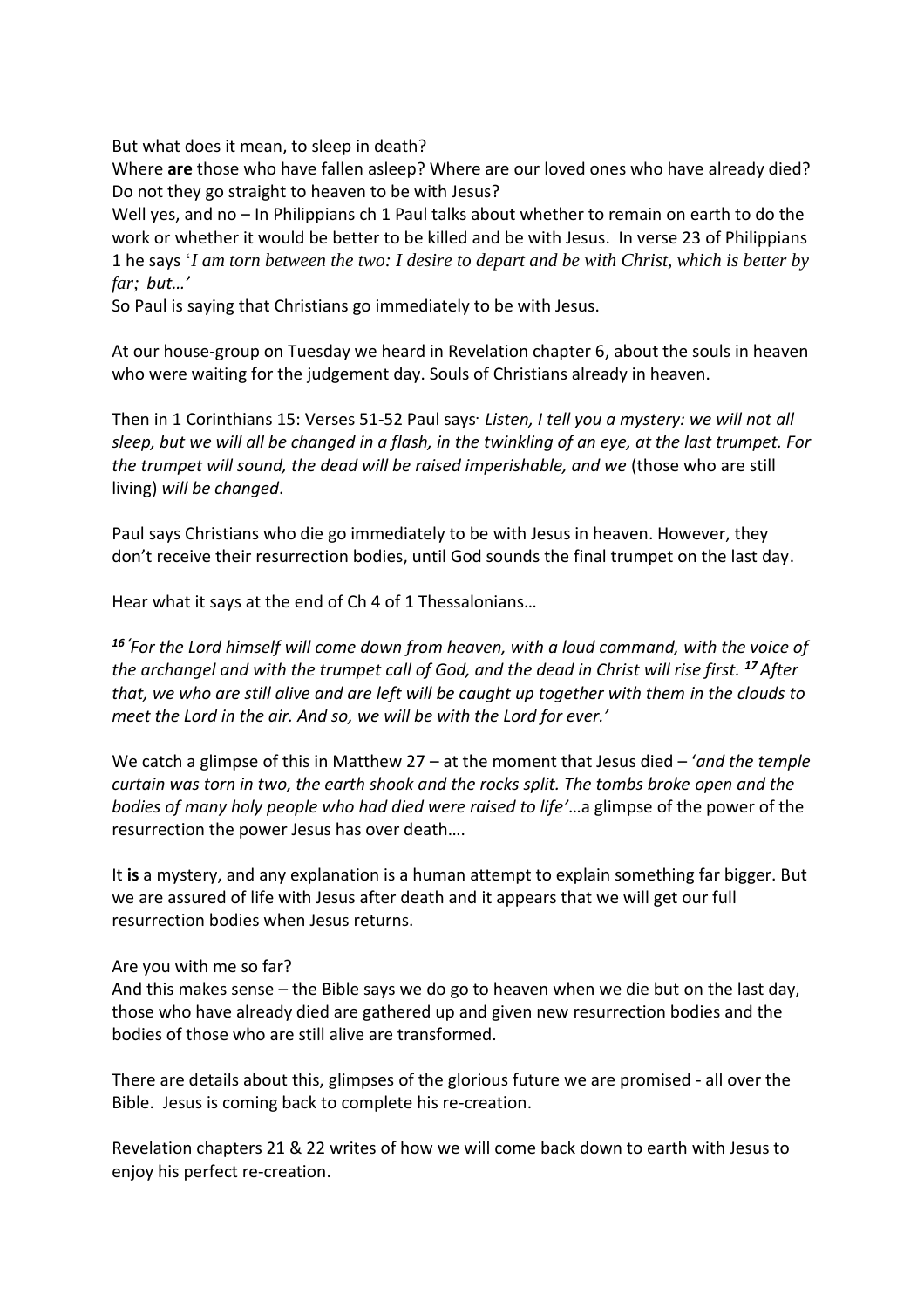But what does it mean, to sleep in death?

Where **are** those who have fallen asleep? Where are our loved ones who have already died? Do not they go straight to heaven to be with Jesus?

Well yes, and no – In Philippians ch 1 Paul talks about whether to remain on earth to do the work or whether it would be better to be killed and be with Jesus. In verse 23 of Philippians 1 he says '*I am torn between the two: I desire to depart and be with Christ, which is better by far; but…'*

So Paul is saying that Christians go immediately to be with Jesus.

At our house-group on Tuesday we heard in Revelation chapter 6, about the souls in heaven who were waiting for the judgement day. Souls of Christians already in heaven.

Then in 1 Corinthians 15: Verses 51-52 Paul says· *Listen, I tell you a mystery: we will not all sleep, but we will all be changed in a flash, in the twinkling of an eye, at the last trumpet. For the trumpet will sound, the dead will be raised imperishable, and we* (those who are still living) *will be changed*.

Paul says Christians who die go immediately to be with Jesus in heaven. However, they don't receive their resurrection bodies, until God sounds the final trumpet on the last day.

Hear what it says at the end of Ch 4 of 1 Thessalonians…

***16*** *'For the Lord himself will come down from heaven, with a loud command, with the voice of the archangel and with the trumpet call of God, and the dead in Christ will rise first.* ***17*** *After that, we who are still alive and are left will be caught up together with them in the clouds to meet the Lord in the air. And so, we will be with the Lord for ever.'*

We catch a glimpse of this in Matthew 27 – at the moment that Jesus died – '*and the temple curtain was torn in two, the earth shook and the rocks split. The tombs broke open and the bodies of many holy people who had died were raised to life'*…a glimpse of the power of the resurrection the power Jesus has over death….

It **is** a mystery, and any explanation is a human attempt to explain something far bigger. But we are assured of life with Jesus after death and it appears that we will get our full resurrection bodies when Jesus returns.

Are you with me so far?

And this makes sense – the Bible says we do go to heaven when we die but on the last day, those who have already died are gathered up and given new resurrection bodies and the bodies of those who are still alive are transformed.

There are details about this, glimpses of the glorious future we are promised - all over the Bible. Jesus is coming back to complete his re-creation.

Revelation chapters 21 & 22 writes of how we will come back down to earth with Jesus to enjoy his perfect re-creation.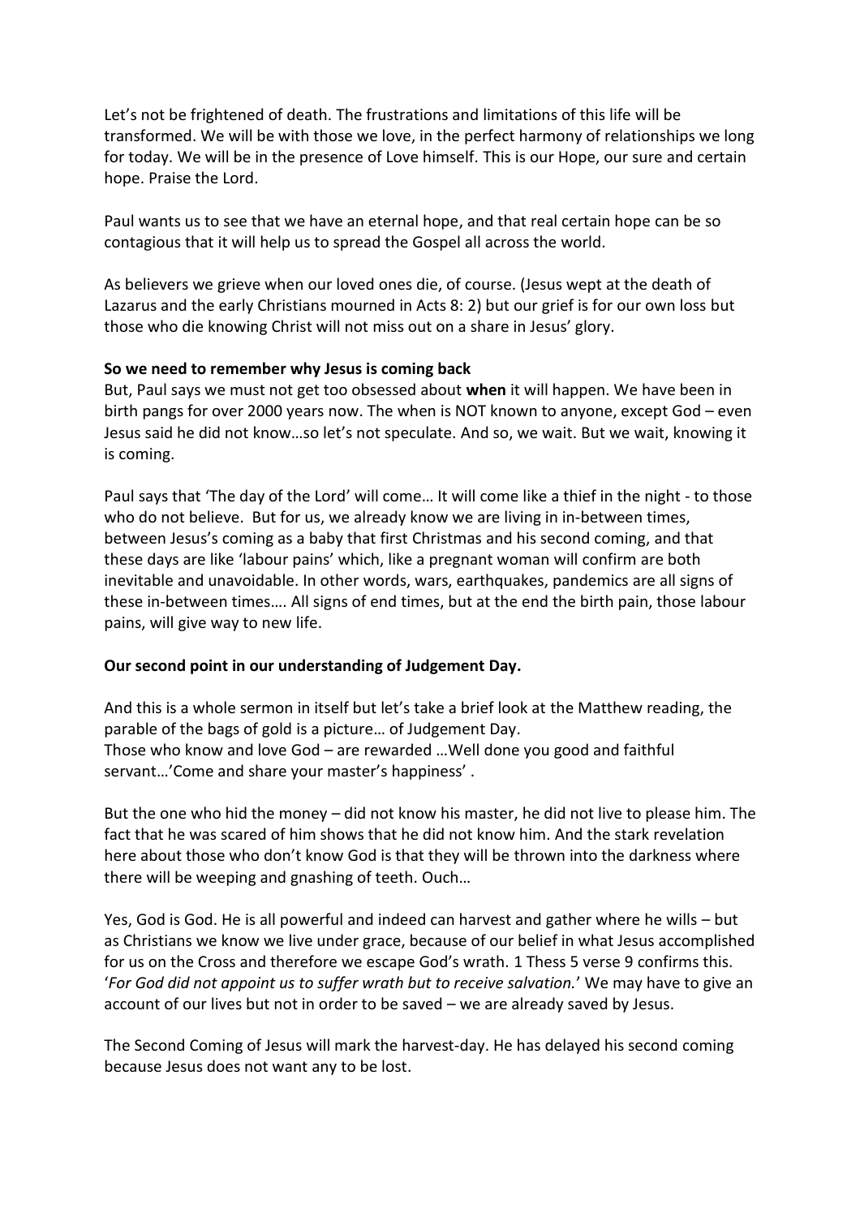Let's not be frightened of death. The frustrations and limitations of this life will be transformed. We will be with those we love, in the perfect harmony of relationships we long for today. We will be in the presence of Love himself. This is our Hope, our sure and certain hope. Praise the Lord.

Paul wants us to see that we have an eternal hope, and that real certain hope can be so contagious that it will help us to spread the Gospel all across the world.

As believers we grieve when our loved ones die, of course. (Jesus wept at the death of Lazarus and the early Christians mourned in Acts 8: 2) but our grief is for our own loss but those who die knowing Christ will not miss out on a share in Jesus' glory.

**So we need to remember why Jesus is coming back**

But, Paul says we must not get too obsessed about **when** it will happen. We have been in birth pangs for over 2000 years now. The when is NOT known to anyone, except God – even Jesus said he did not know…so let's not speculate. And so, we wait. But we wait, knowing it is coming.

Paul says that 'The day of the Lord' will come… It will come like a thief in the night - to those who do not believe. But for us, we already know we are living in in-between times, between Jesus's coming as a baby that first Christmas and his second coming, and that these days are like 'labour pains' which, like a pregnant woman will confirm are both inevitable and unavoidable. In other words, wars, earthquakes, pandemics are all signs of these in-between times…. All signs of end times, but at the end the birth pain, those labour pains, will give way to new life.

**Our second point in our understanding of Judgement Day.**

And this is a whole sermon in itself but let's take a brief look at the Matthew reading, the parable of the bags of gold is a picture… of Judgement Day.
Those who know and love God – are rewarded …Well done you good and faithful servant…'Come and share your master's happiness' .

But the one who hid the money – did not know his master, he did not live to please him. The fact that he was scared of him shows that he did not know him. And the stark revelation here about those who don't know God is that they will be thrown into the darkness where there will be weeping and gnashing of teeth. Ouch…

Yes, God is God. He is all powerful and indeed can harvest and gather where he wills – but as Christians we know we live under grace, because of our belief in what Jesus accomplished for us on the Cross and therefore we escape God's wrath. 1 Thess 5 verse 9 confirms this. '*For God did not appoint us to suffer wrath but to receive salvation.*' We may have to give an account of our lives but not in order to be saved – we are already saved by Jesus.

The Second Coming of Jesus will mark the harvest-day. He has delayed his second coming because Jesus does not want any to be lost.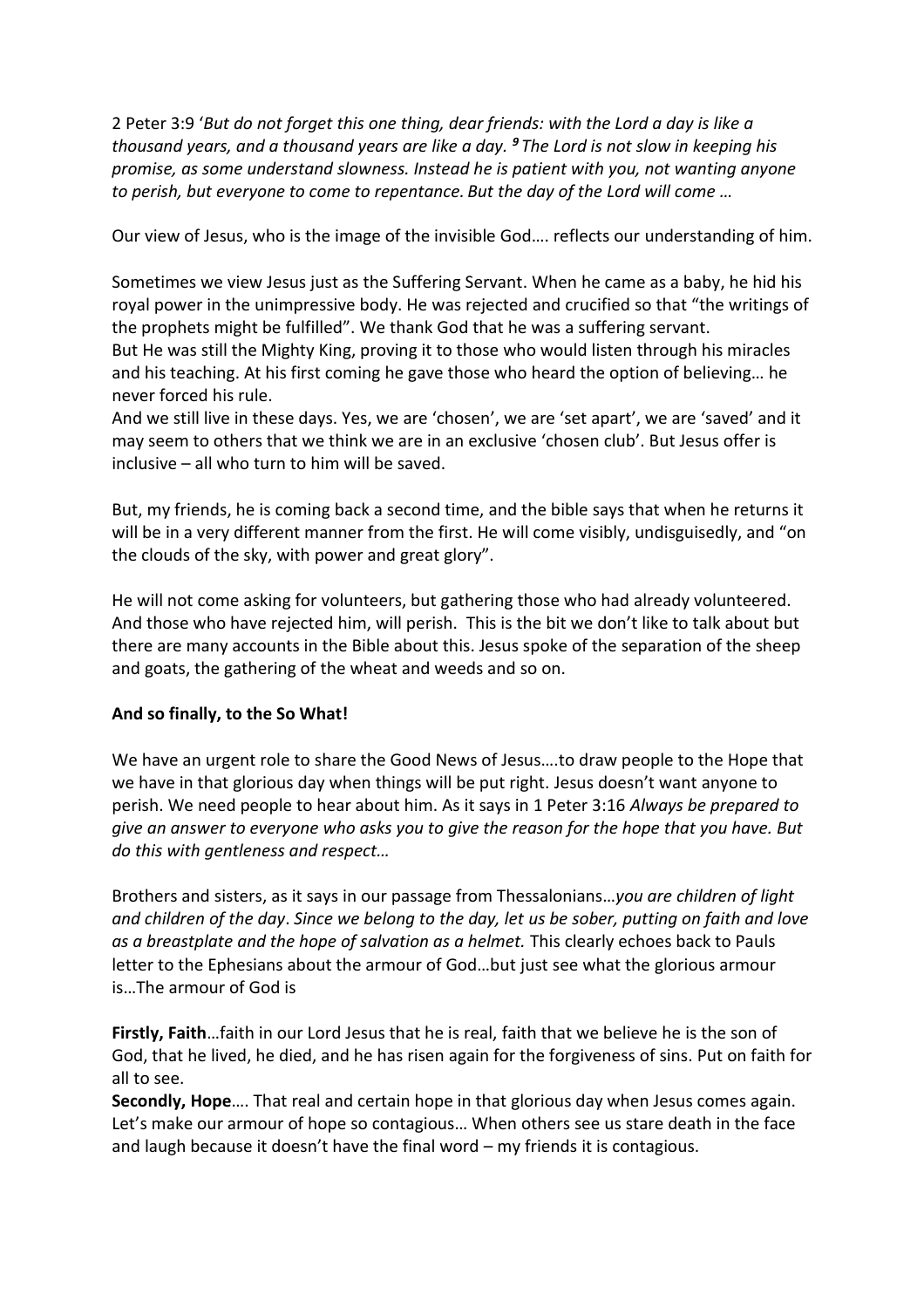2 Peter 3:9 '*But do not forget this one thing, dear friends: with the Lord a day is like a thousand years, and a thousand years are like a day.* [9] *The Lord is not slow in keeping his promise, as some understand slowness. Instead he is patient with you, not wanting anyone to perish, but everyone to come to repentance. But the day of the Lord will come …*

Our view of Jesus, who is the image of the invisible God…. reflects our understanding of him.

Sometimes we view Jesus just as the Suffering Servant. When he came as a baby, he hid his royal power in the unimpressive body. He was rejected and crucified so that "the writings of the prophets might be fulfilled". We thank God that he was a suffering servant.
But He was still the Mighty King, proving it to those who would listen through his miracles and his teaching. At his first coming he gave those who heard the option of believing… he never forced his rule.
And we still live in these days. Yes, we are 'chosen', we are 'set apart', we are 'saved' and it may seem to others that we think we are in an exclusive 'chosen club'. But Jesus offer is inclusive – all who turn to him will be saved.

But, my friends, he is coming back a second time, and the bible says that when he returns it will be in a very different manner from the first. He will come visibly, undisguisedly, and "on the clouds of the sky, with power and great glory".

He will not come asking for volunteers, but gathering those who had already volunteered. And those who have rejected him, will perish. This is the bit we don't like to talk about but there are many accounts in the Bible about this. Jesus spoke of the separation of the sheep and goats, the gathering of the wheat and weeds and so on.

**And so finally, to the So What!**

We have an urgent role to share the Good News of Jesus….to draw people to the Hope that we have in that glorious day when things will be put right. Jesus doesn't want anyone to perish. We need people to hear about him. As it says in 1 Peter 3:16 *Always be prepared to give an answer to everyone who asks you to give the reason for the hope that you have. But do this with gentleness and respect…*

Brothers and sisters, as it says in our passage from Thessalonians…*you are children of light and children of the day*. *Since we belong to the day, let us be sober, putting on faith and love as a breastplate and the hope of salvation as a helmet.* This clearly echoes back to Pauls letter to the Ephesians about the armour of God…but just see what the glorious armour is…The armour of God is

**Firstly, Faith**…faith in our Lord Jesus that he is real, faith that we believe he is the son of God, that he lived, he died, and he has risen again for the forgiveness of sins. Put on faith for all to see.
**Secondly, Hope**…. That real and certain hope in that glorious day when Jesus comes again. Let's make our armour of hope so contagious… When others see us stare death in the face and laugh because it doesn't have the final word – my friends it is contagious.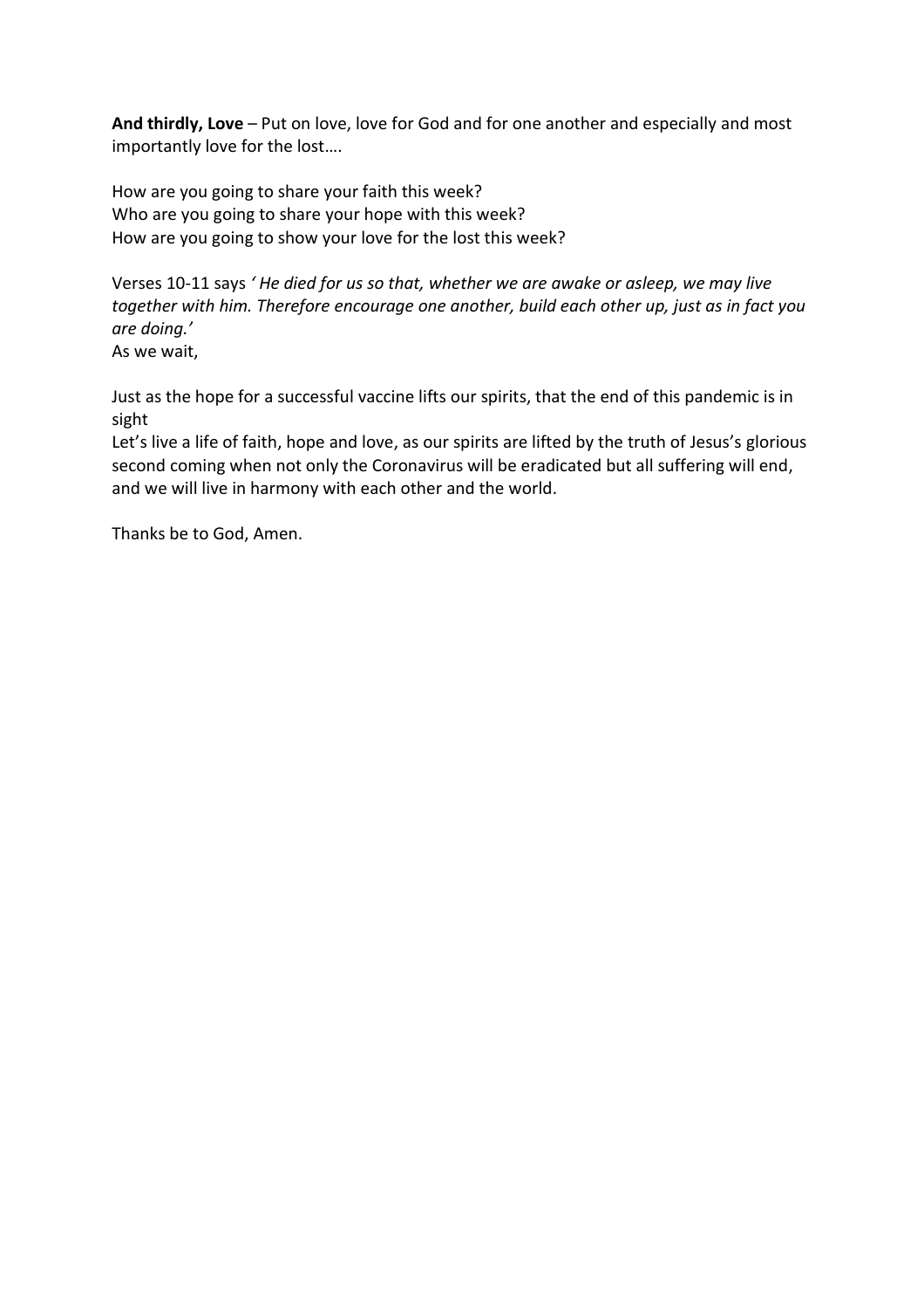**And thirdly, Love** – Put on love, love for God and for one another and especially and most importantly love for the lost….

How are you going to share your faith this week?
Who are you going to share your hope with this week?
How are you going to show your love for the lost this week?

Verses 10-11 says *' He died for us so that, whether we are awake or asleep, we may live together with him. Therefore encourage one another, build each other up, just as in fact you are doing.'*
As we wait,

Just as the hope for a successful vaccine lifts our spirits, that the end of this pandemic is in sight
Let's live a life of faith, hope and love, as our spirits are lifted by the truth of Jesus's glorious second coming when not only the Coronavirus will be eradicated but all suffering will end, and we will live in harmony with each other and the world.

Thanks be to God, Amen.